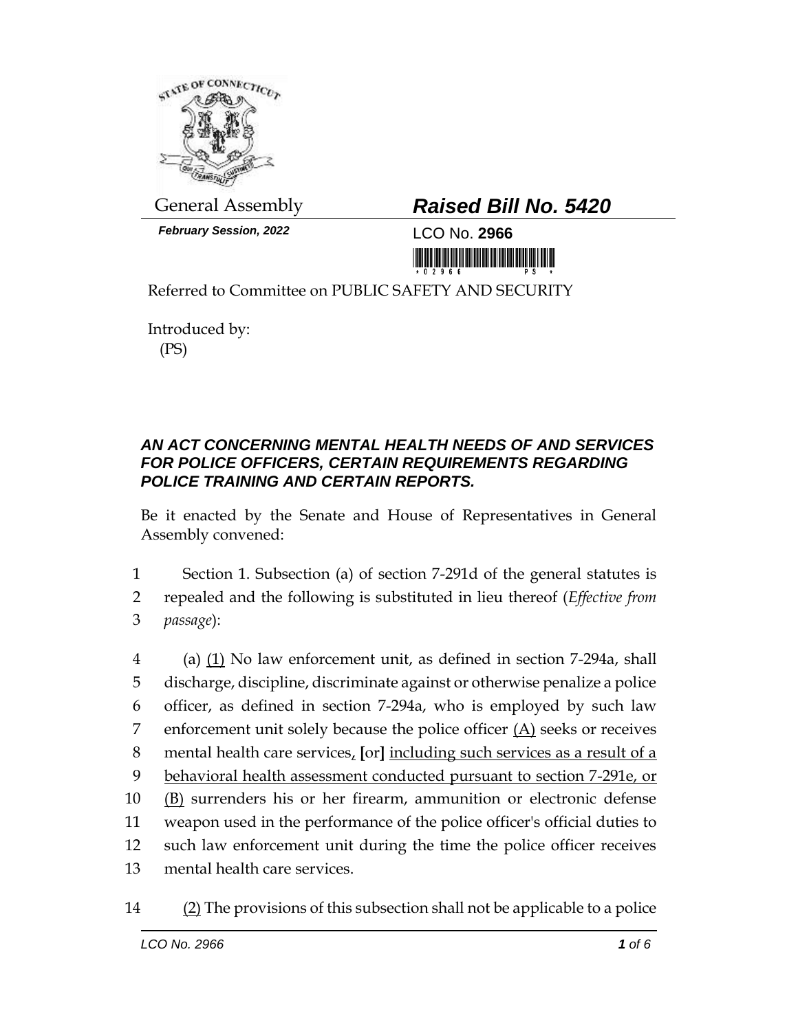General Assembly

***February Session, 2022***

# ***Raised Bill No. 5420***

LCO No. **2966**

Referred to Committee on PUBLIC SAFETY AND SECURITY

Introduced by:
(PS)

### ***AN ACT CONCERNING MENTAL HEALTH NEEDS OF AND SERVICES FOR POLICE OFFICERS, CERTAIN REQUIREMENTS REGARDING POLICE TRAINING AND CERTAIN REPORTS.***

Be it enacted by the Senate and House of Representatives in General Assembly convened:

1 Section 1. Subsection (a) of section 7-291d of the general statutes is
2 repealed and the following is substituted in lieu thereof (*Effective from*
3 *passage*):

4 (a) <u>(1)</u> No law enforcement unit, as defined in section 7-294a, shall
5 discharge, discipline, discriminate against or otherwise penalize a police
6 officer, as defined in section 7-294a, who is employed by such law
7 enforcement unit solely because the police officer <u>(A)</u> seeks or receives
8 mental health care services<u>,</u> **[**or**]** <u>including such services as a result of a</u>
9 <u>behavioral health assessment conducted pursuant to section 7-291e, or</u>
10 <u>(B)</u> surrenders his or her firearm, ammunition or electronic defense
11 weapon used in the performance of the police officer's official duties to
12 such law enforcement unit during the time the police officer receives
13 mental health care services.

14 <u>(2)</u> The provisions of this subsection shall not be applicable to a police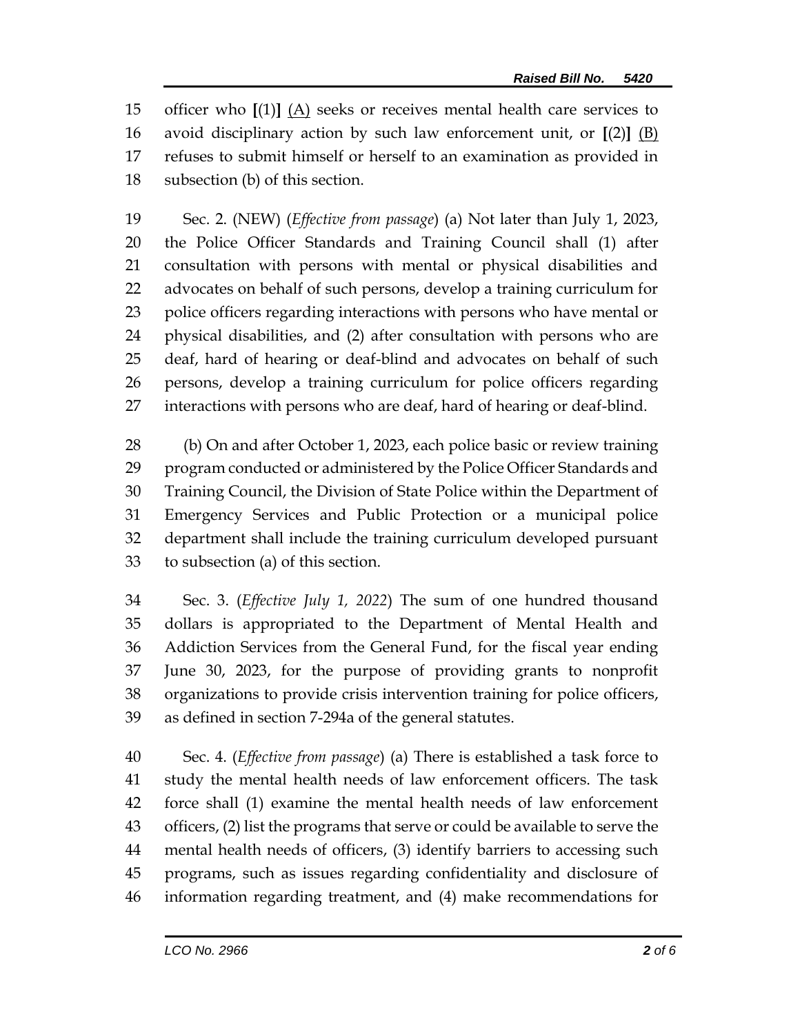15 officer who **[**(1)**]** <u>(A)</u> seeks or receives mental health care services to
16 avoid disciplinary action by such law enforcement unit, or **[**(2)**]** <u>(B)</u>
17 refuses to submit himself or herself to an examination as provided in
18 subsection (b) of this section.

19 Sec. 2. (NEW) (*Effective from passage*) (a) Not later than July 1, 2023,
20 the Police Officer Standards and Training Council shall (1) after
21 consultation with persons with mental or physical disabilities and
22 advocates on behalf of such persons, develop a training curriculum for
23 police officers regarding interactions with persons who have mental or
24 physical disabilities, and (2) after consultation with persons who are
25 deaf, hard of hearing or deaf-blind and advocates on behalf of such
26 persons, develop a training curriculum for police officers regarding
27 interactions with persons who are deaf, hard of hearing or deaf-blind.

28 (b) On and after October 1, 2023, each police basic or review training
29 program conducted or administered by the Police Officer Standards and
30 Training Council, the Division of State Police within the Department of
31 Emergency Services and Public Protection or a municipal police
32 department shall include the training curriculum developed pursuant
33 to subsection (a) of this section.

34 Sec. 3. (*Effective July 1, 2022*) The sum of one hundred thousand
35 dollars is appropriated to the Department of Mental Health and
36 Addiction Services from the General Fund, for the fiscal year ending
37 June 30, 2023, for the purpose of providing grants to nonprofit
38 organizations to provide crisis intervention training for police officers,
39 as defined in section 7-294a of the general statutes.

40 Sec. 4. (*Effective from passage*) (a) There is established a task force to
41 study the mental health needs of law enforcement officers. The task
42 force shall (1) examine the mental health needs of law enforcement
43 officers, (2) list the programs that serve or could be available to serve the
44 mental health needs of officers, (3) identify barriers to accessing such
45 programs, such as issues regarding confidentiality and disclosure of
46 information regarding treatment, and (4) make recommendations for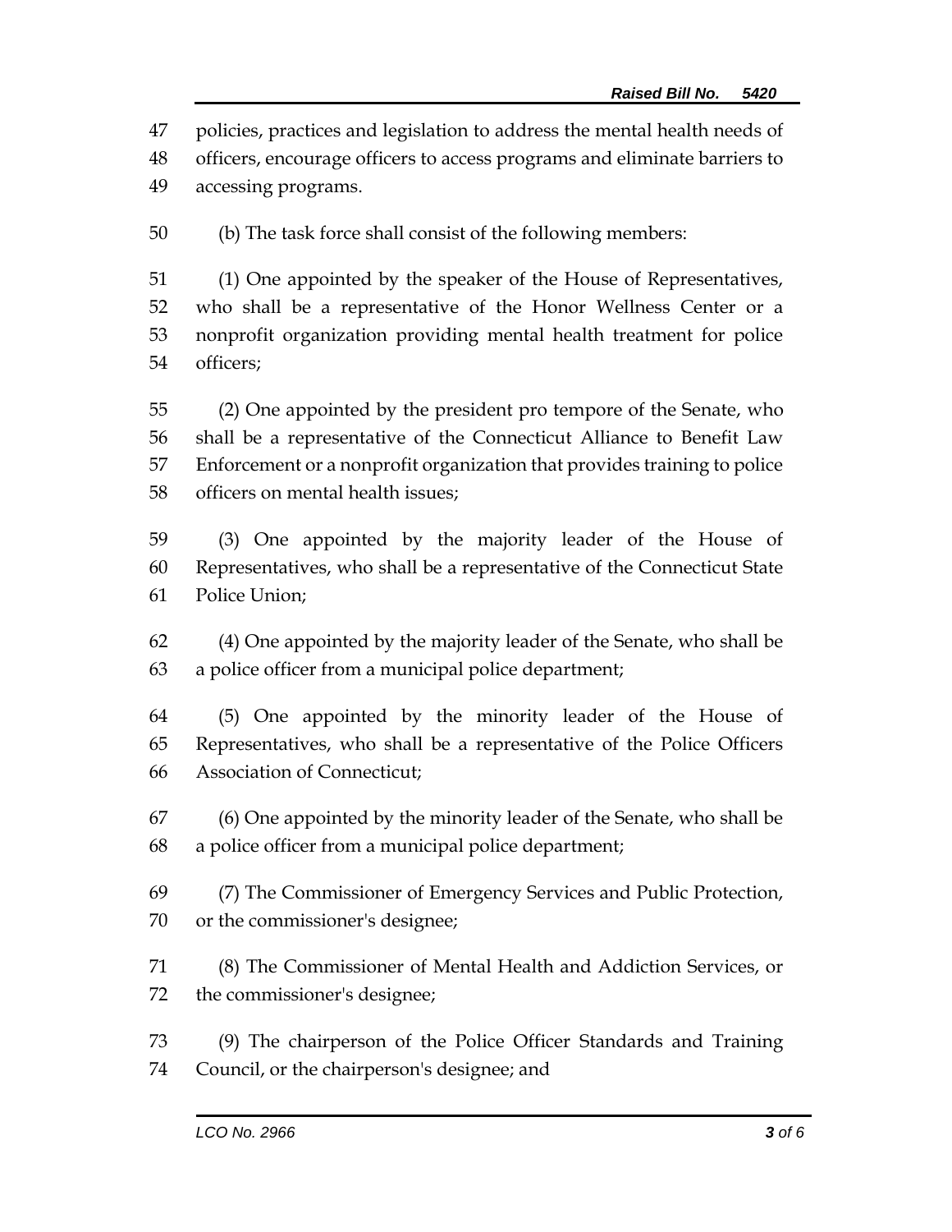policies, practices and legislation to address the mental health needs of officers, encourage officers to access programs and eliminate barriers to accessing programs.

(b) The task force shall consist of the following members:

(1) One appointed by the speaker of the House of Representatives, who shall be a representative of the Honor Wellness Center or a nonprofit organization providing mental health treatment for police officers;

(2) One appointed by the president pro tempore of the Senate, who shall be a representative of the Connecticut Alliance to Benefit Law Enforcement or a nonprofit organization that provides training to police officers on mental health issues;

(3) One appointed by the majority leader of the House of Representatives, who shall be a representative of the Connecticut State Police Union;

(4) One appointed by the majority leader of the Senate, who shall be a police officer from a municipal police department;

(5) One appointed by the minority leader of the House of Representatives, who shall be a representative of the Police Officers Association of Connecticut;

(6) One appointed by the minority leader of the Senate, who shall be a police officer from a municipal police department;

(7) The Commissioner of Emergency Services and Public Protection, or the commissioner's designee;

(8) The Commissioner of Mental Health and Addiction Services, or the commissioner's designee;

(9) The chairperson of the Police Officer Standards and Training Council, or the chairperson's designee; and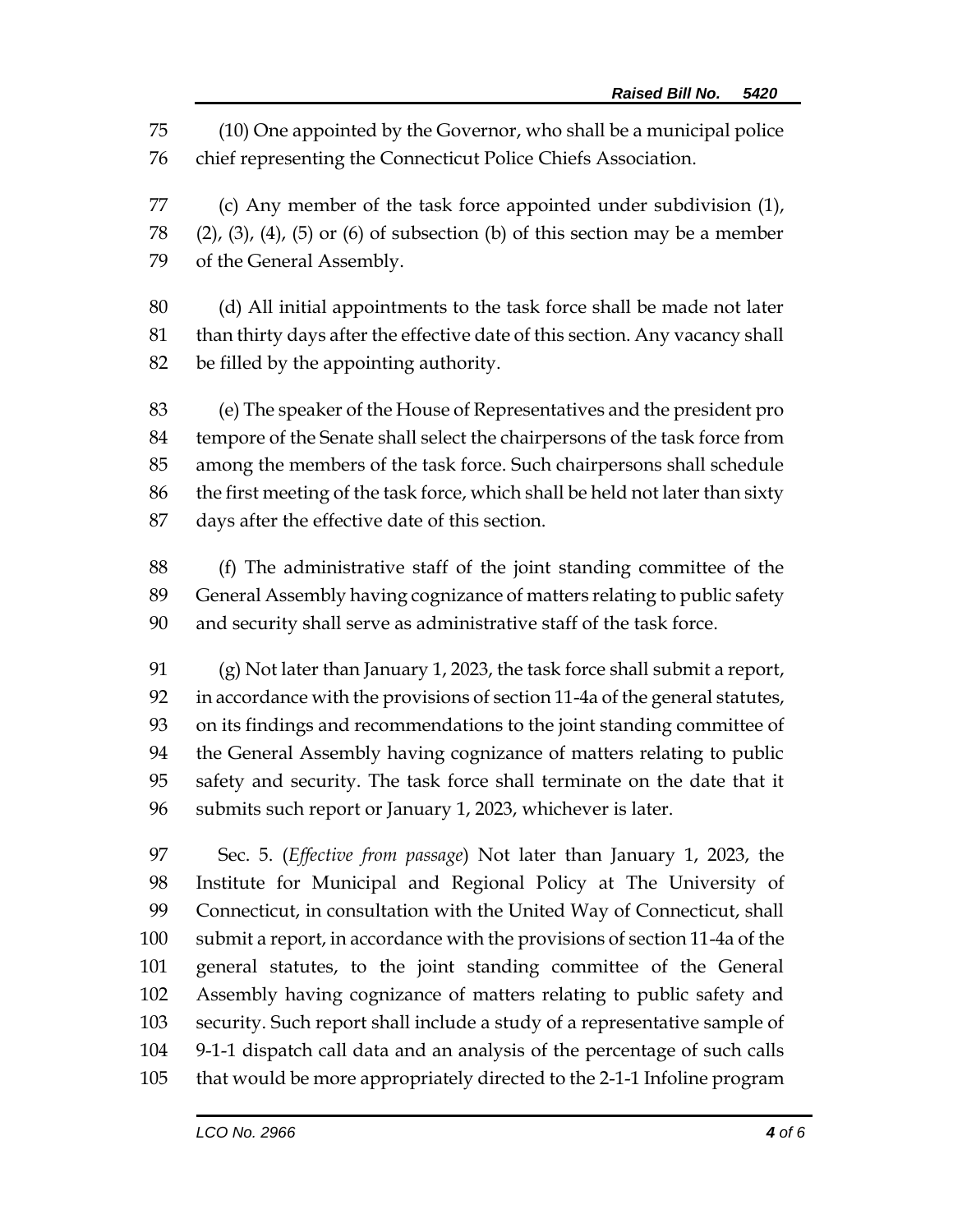(10) One appointed by the Governor, who shall be a municipal police chief representing the Connecticut Police Chiefs Association.

(c) Any member of the task force appointed under subdivision (1), (2), (3), (4), (5) or (6) of subsection (b) of this section may be a member of the General Assembly.

(d) All initial appointments to the task force shall be made not later than thirty days after the effective date of this section. Any vacancy shall be filled by the appointing authority.

(e) The speaker of the House of Representatives and the president pro tempore of the Senate shall select the chairpersons of the task force from among the members of the task force. Such chairpersons shall schedule the first meeting of the task force, which shall be held not later than sixty days after the effective date of this section.

(f) The administrative staff of the joint standing committee of the General Assembly having cognizance of matters relating to public safety and security shall serve as administrative staff of the task force.

(g) Not later than January 1, 2023, the task force shall submit a report, in accordance with the provisions of section 11-4a of the general statutes, on its findings and recommendations to the joint standing committee of the General Assembly having cognizance of matters relating to public safety and security. The task force shall terminate on the date that it submits such report or January 1, 2023, whichever is later.

Sec. 5. (*Effective from passage*) Not later than January 1, 2023, the Institute for Municipal and Regional Policy at The University of Connecticut, in consultation with the United Way of Connecticut, shall submit a report, in accordance with the provisions of section 11-4a of the general statutes, to the joint standing committee of the General Assembly having cognizance of matters relating to public safety and security. Such report shall include a study of a representative sample of 9-1-1 dispatch call data and an analysis of the percentage of such calls that would be more appropriately directed to the 2-1-1 Infoline program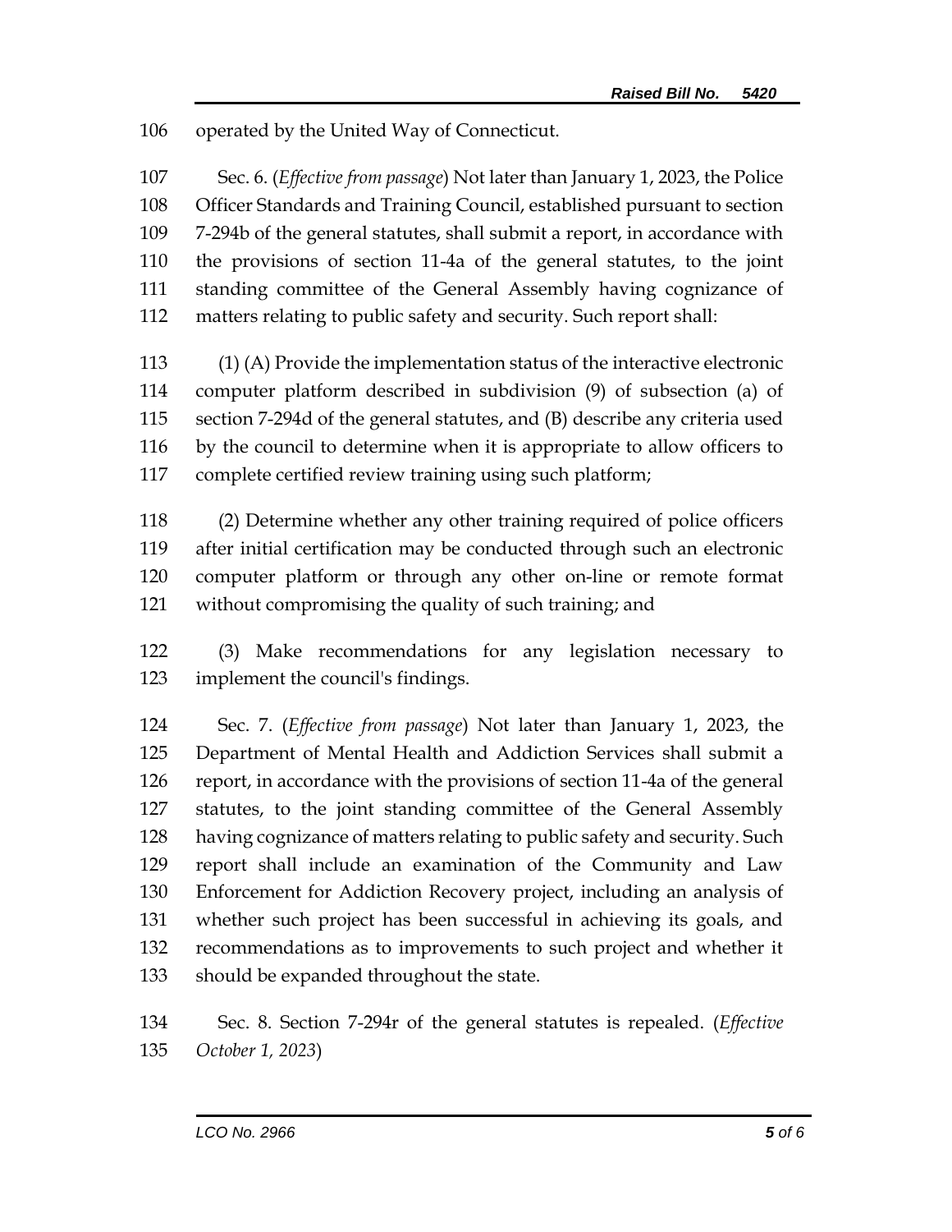operated by the United Way of Connecticut.

Sec. 6. (*Effective from passage*) Not later than January 1, 2023, the Police Officer Standards and Training Council, established pursuant to section 7-294b of the general statutes, shall submit a report, in accordance with the provisions of section 11-4a of the general statutes, to the joint standing committee of the General Assembly having cognizance of matters relating to public safety and security. Such report shall:

(1) (A) Provide the implementation status of the interactive electronic computer platform described in subdivision (9) of subsection (a) of section 7-294d of the general statutes, and (B) describe any criteria used by the council to determine when it is appropriate to allow officers to complete certified review training using such platform;

(2) Determine whether any other training required of police officers after initial certification may be conducted through such an electronic computer platform or through any other on-line or remote format without compromising the quality of such training; and

(3) Make recommendations for any legislation necessary to implement the council's findings.

Sec. 7. (*Effective from passage*) Not later than January 1, 2023, the Department of Mental Health and Addiction Services shall submit a report, in accordance with the provisions of section 11-4a of the general statutes, to the joint standing committee of the General Assembly having cognizance of matters relating to public safety and security. Such report shall include an examination of the Community and Law Enforcement for Addiction Recovery project, including an analysis of whether such project has been successful in achieving its goals, and recommendations as to improvements to such project and whether it should be expanded throughout the state.

Sec. 8. Section 7-294r of the general statutes is repealed. (*Effective October 1, 2023*)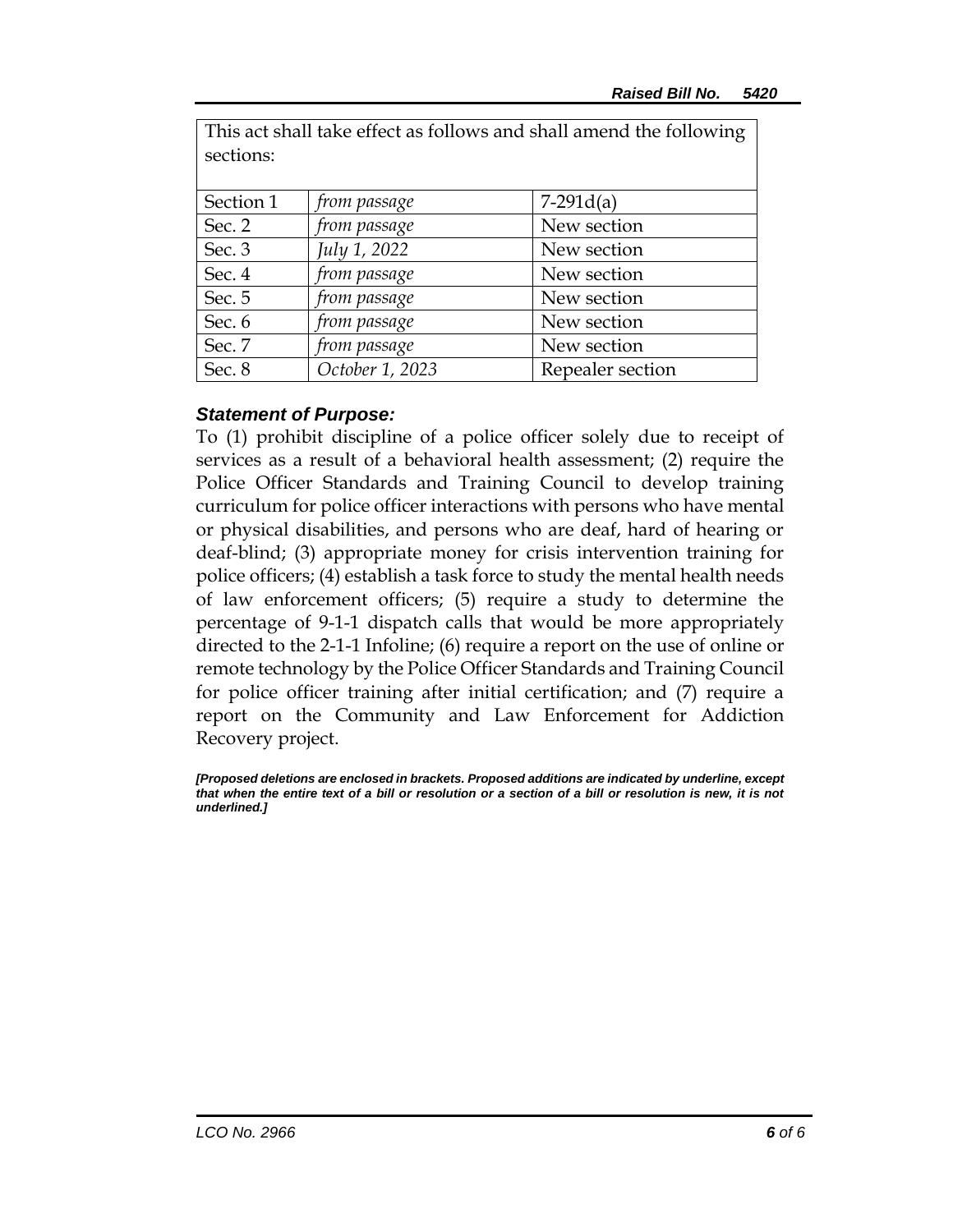This act shall take effect as follows and shall amend the following sections:

| | | |
|---|---|---|
| Section 1 | *from passage* | 7-291d(a) |
| Sec. 2 | *from passage* | New section |
| Sec. 3 | *July 1, 2022* | New section |
| Sec. 4 | *from passage* | New section |
| Sec. 5 | *from passage* | New section |
| Sec. 6 | *from passage* | New section |
| Sec. 7 | *from passage* | New section |
| Sec. 8 | *October 1, 2023* | Repealer section |

### *Statement of Purpose:*

To (1) prohibit discipline of a police officer solely due to receipt of services as a result of a behavioral health assessment; (2) require the Police Officer Standards and Training Council to develop training curriculum for police officer interactions with persons who have mental or physical disabilities, and persons who are deaf, hard of hearing or deaf-blind; (3) appropriate money for crisis intervention training for police officers; (4) establish a task force to study the mental health needs of law enforcement officers; (5) require a study to determine the percentage of 9-1-1 dispatch calls that would be more appropriately directed to the 2-1-1 Infoline; (6) require a report on the use of online or remote technology by the Police Officer Standards and Training Council for police officer training after initial certification; and (7) require a report on the Community and Law Enforcement for Addiction Recovery project.

***[Proposed deletions are enclosed in brackets. Proposed additions are indicated by underline, except that when the entire text of a bill or resolution or a section of a bill or resolution is new, it is not underlined.]***